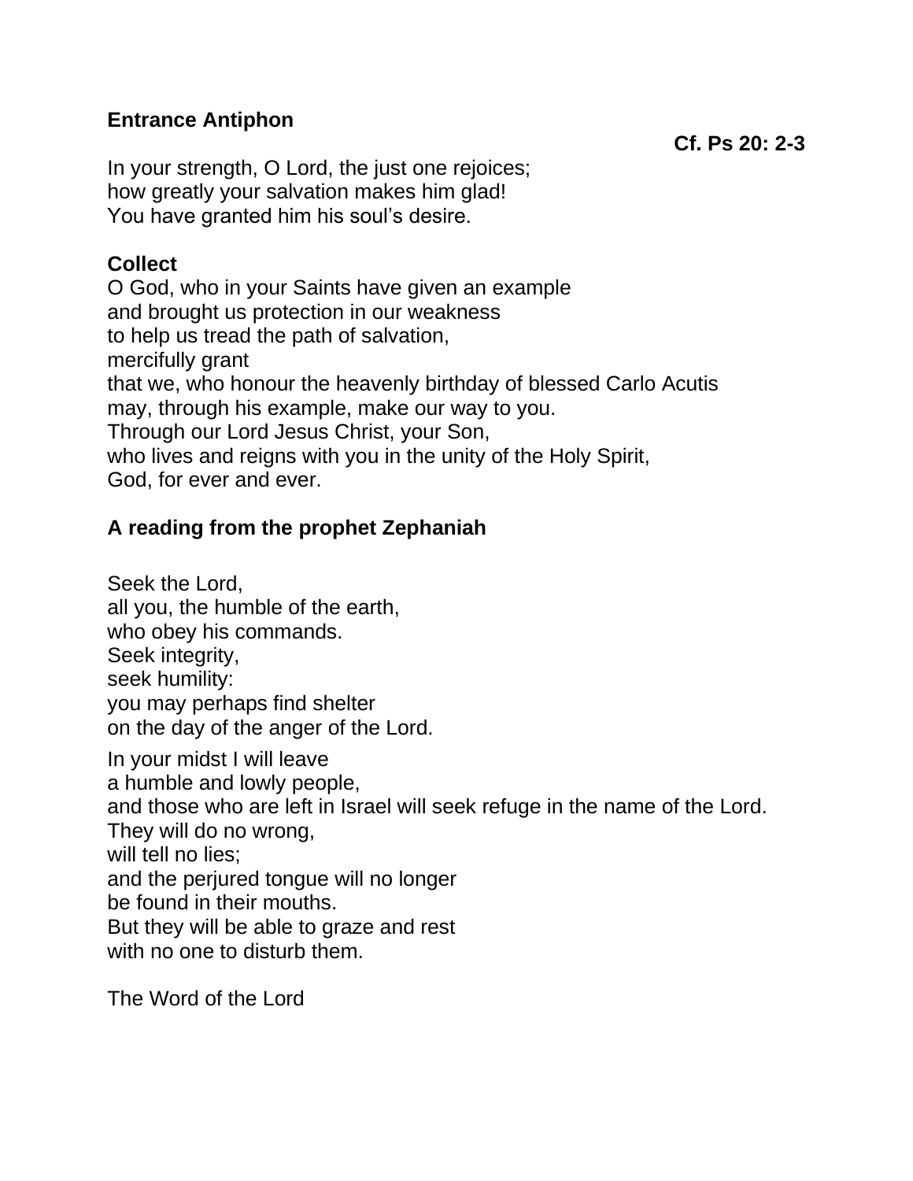**Entrance Antiphon**

**Cf. Ps 20: 2-3**

In your strength, O Lord, the just one rejoices;
how greatly your salvation makes him glad!
You have granted him his soul's desire.

**Collect**

O God, who in your Saints have given an example
and brought us protection in our weakness
to help us tread the path of salvation,
mercifully grant
that we, who honour the heavenly birthday of blessed Carlo Acutis
may, through his example, make our way to you.
Through our Lord Jesus Christ, your Son,
who lives and reigns with you in the unity of the Holy Spirit,
God, for ever and ever.

**A reading from the prophet Zephaniah**

Seek the Lord,
all you, the humble of the earth,
who obey his commands.
Seek integrity,
seek humility:
you may perhaps find shelter
on the day of the anger of the Lord.

In your midst I will leave
a humble and lowly people,
and those who are left in Israel will seek refuge in the name of the Lord.
They will do no wrong,
will tell no lies;
and the perjured tongue will no longer
be found in their mouths.
But they will be able to graze and rest
with no one to disturb them.

The Word of the Lord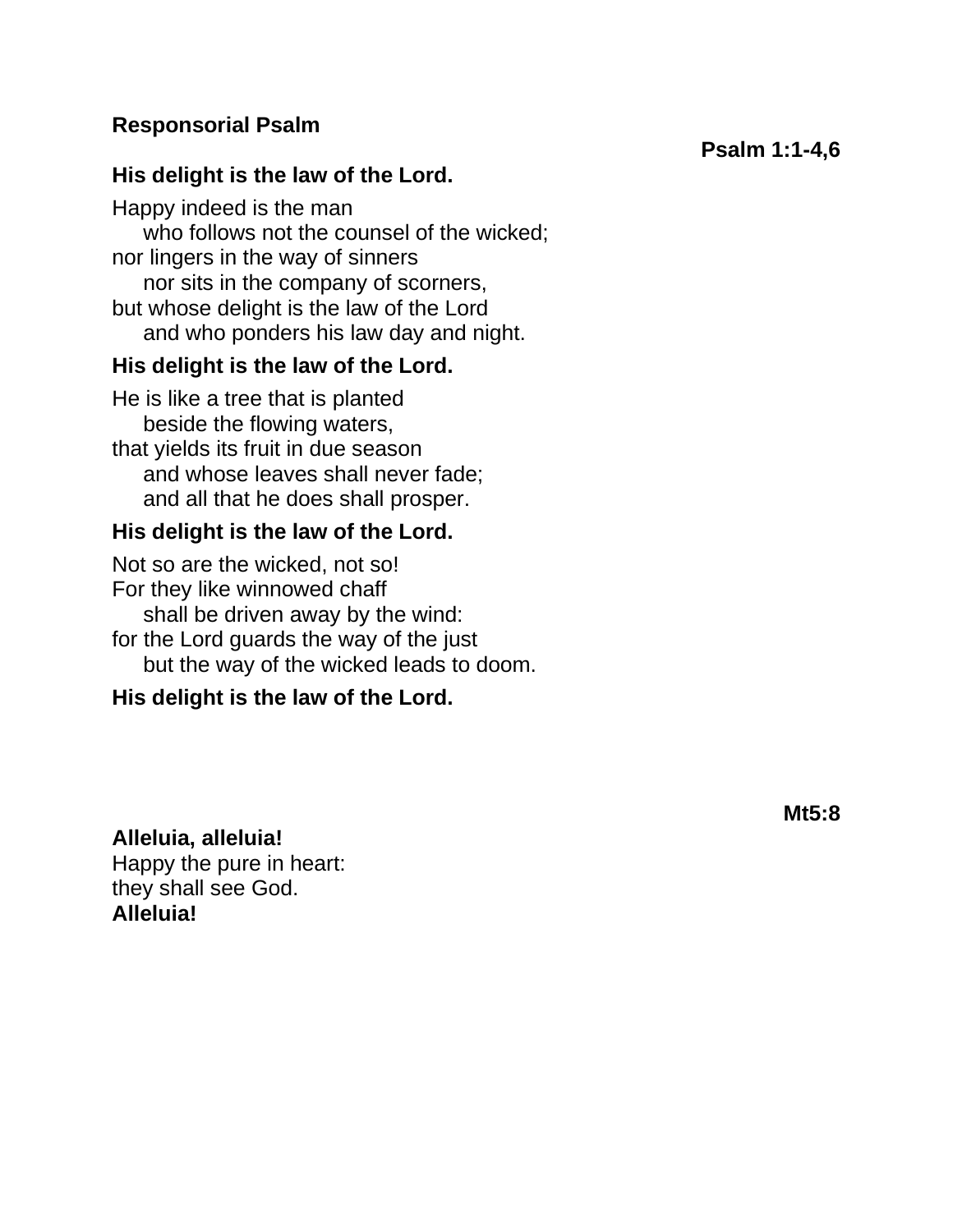**Responsorial Psalm**

**Psalm 1:1-4,6**

**His delight is the law of the Lord.**

Happy indeed is the man
who follows not the counsel of the wicked;
nor lingers in the way of sinners
nor sits in the company of scorners,
but whose delight is the law of the Lord
and who ponders his law day and night.

**His delight is the law of the Lord.**

He is like a tree that is planted
beside the flowing waters,
that yields its fruit in due season
and whose leaves shall never fade;
and all that he does shall prosper.

**His delight is the law of the Lord.**

Not so are the wicked, not so!
For they like winnowed chaff
shall be driven away by the wind:
for the Lord guards the way of the just
but the way of the wicked leads to doom.

**His delight is the law of the Lord.**

**Mt5:8**

**Alleluia, alleluia!**
Happy the pure in heart:
they shall see God.
**Alleluia!**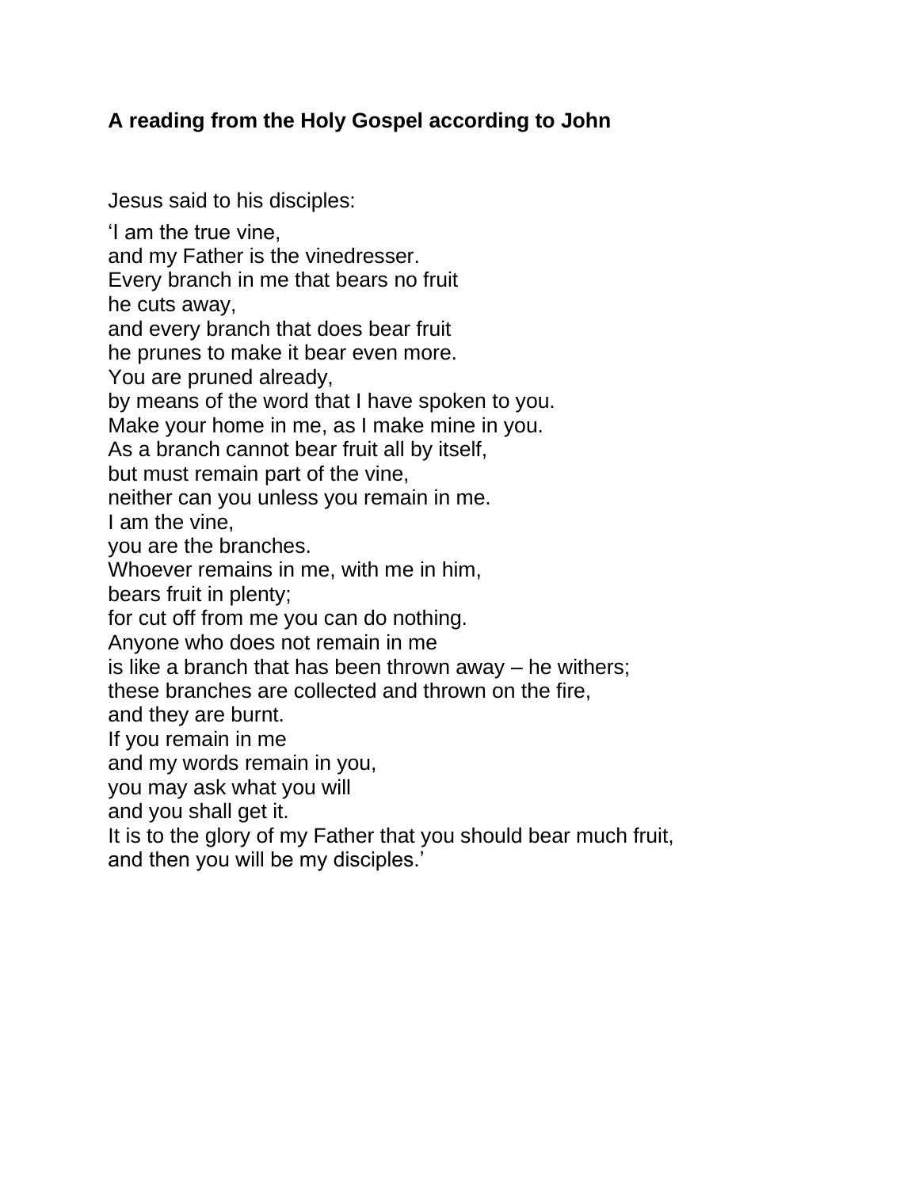**A reading from the Holy Gospel according to John**

Jesus said to his disciples:

‘I am the true vine,  
and my Father is the vinedresser.  
Every branch in me that bears no fruit  
he cuts away,  
and every branch that does bear fruit  
he prunes to make it bear even more.  
You are pruned already,  
by means of the word that I have spoken to you.  
Make your home in me, as I make mine in you.  
As a branch cannot bear fruit all by itself,  
but must remain part of the vine,  
neither can you unless you remain in me.  
I am the vine,  
you are the branches.  
Whoever remains in me, with me in him,  
bears fruit in plenty;  
for cut off from me you can do nothing.  
Anyone who does not remain in me  
is like a branch that has been thrown away – he withers;  
these branches are collected and thrown on the fire,  
and they are burnt.  
If you remain in me  
and my words remain in you,  
you may ask what you will  
and you shall get it.  
It is to the glory of my Father that you should bear much fruit,  
and then you will be my disciples.’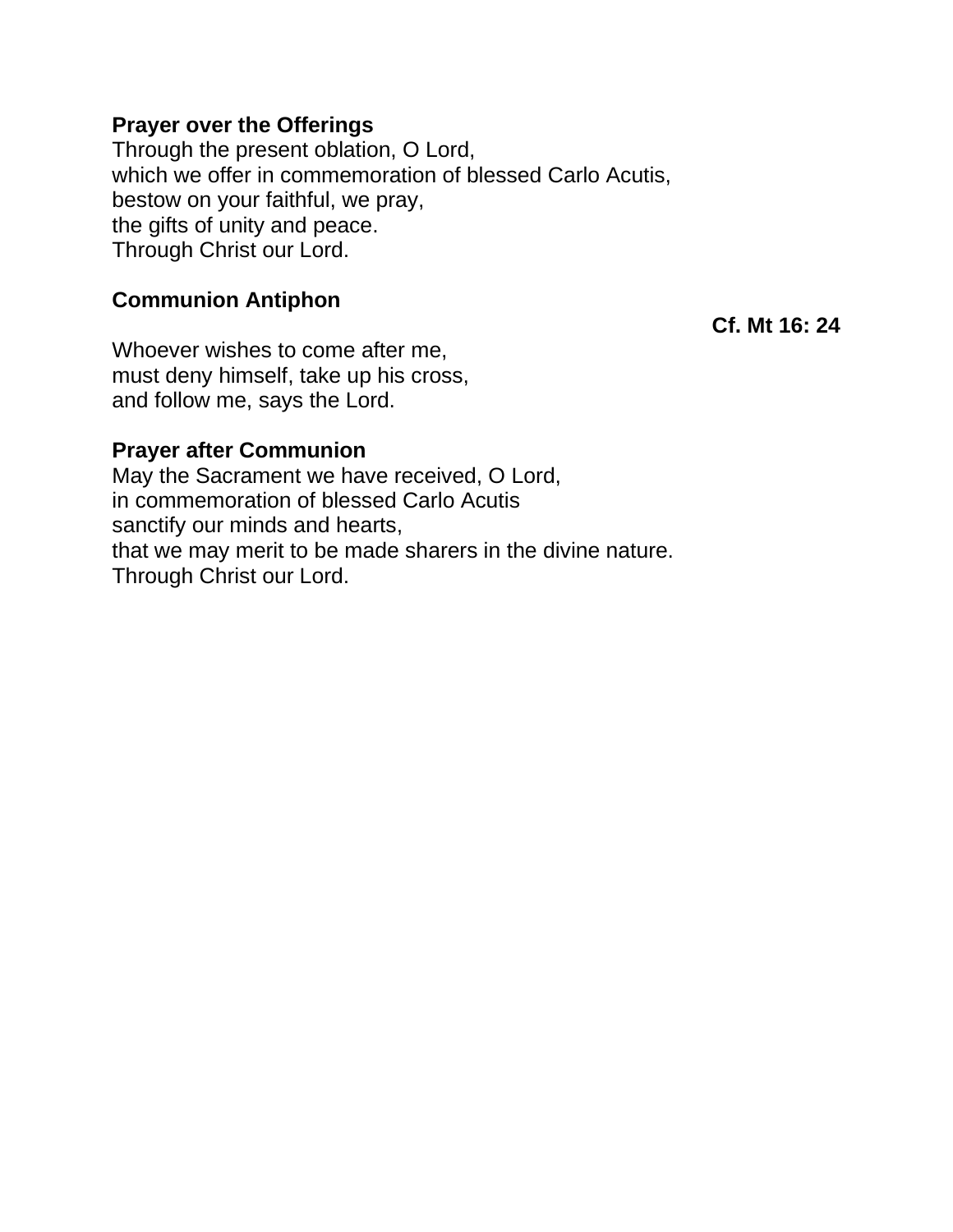**Prayer over the Offerings**
Through the present oblation, O Lord,
which we offer in commemoration of blessed Carlo Acutis,
bestow on your faithful, we pray,
the gifts of unity and peace.
Through Christ our Lord.

**Communion Antiphon**

**Cf. Mt 16: 24**

Whoever wishes to come after me,
must deny himself, take up his cross,
and follow me, says the Lord.

**Prayer after Communion**
May the Sacrament we have received, O Lord,
in commemoration of blessed Carlo Acutis
sanctify our minds and hearts,
that we may merit to be made sharers in the divine nature.
Through Christ our Lord.